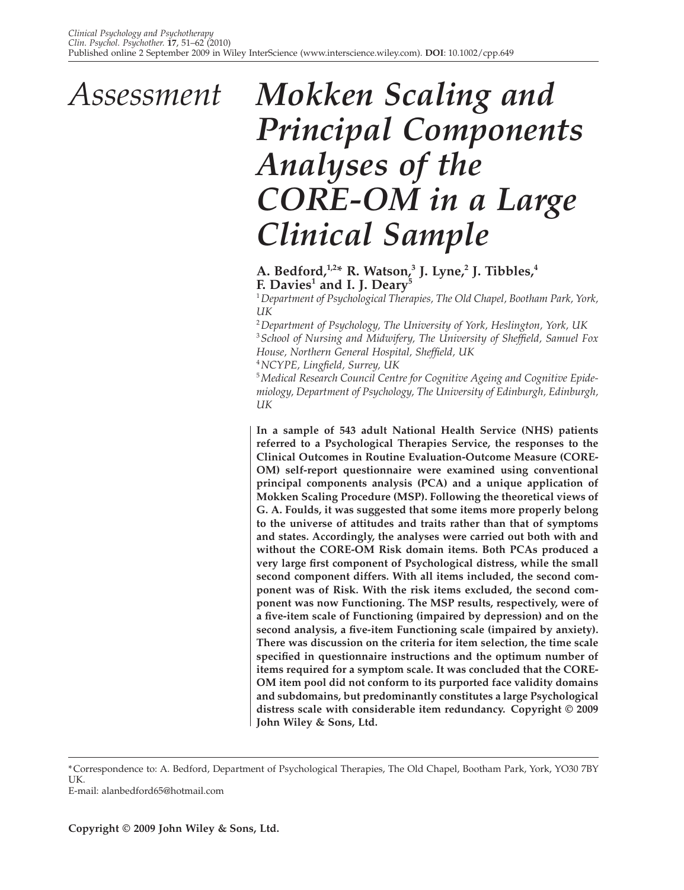*Assessment*

# *Mokken Scaling and Principal Components Analyses of the CORE-OM in a Large Clinical Sample*

**A. Bedford,[1,2]* R. Watson,[3] J. Lyne,[2] J. Tibbles,[4] F. Davies[1] and I. J. Deary[5]**

[1] *Department of Psychological Therapies, The Old Chapel, Bootham Park, York, UK*

[2] *Department of Psychology, The University of York, Heslington, York, UK*

[3] *School of Nursing and Midwifery, The University of Sheffield, Samuel Fox House, Northern General Hospital, Sheffield, UK*

[4] *NCYPE, Lingfield, Surrey, UK*

[5] *Medical Research Council Centre for Cognitive Ageing and Cognitive Epidemiology, Department of Psychology, The University of Edinburgh, Edinburgh, UK*

**In a sample of 543 adult National Health Service (NHS) patients referred to a Psychological Therapies Service, the responses to the Clinical Outcomes in Routine Evaluation-Outcome Measure (CORE-OM) self-report questionnaire were examined using conventional principal components analysis (PCA) and a unique application of Mokken Scaling Procedure (MSP). Following the theoretical views of G. A. Foulds, it was suggested that some items more properly belong to the universe of attitudes and traits rather than that of symptoms and states. Accordingly, the analyses were carried out both with and without the CORE-OM Risk domain items. Both PCAs produced a very large first component of Psychological distress, while the small second component differs. With all items included, the second component was of Risk. With the risk items excluded, the second component was now Functioning. The MSP results, respectively, were of a five-item scale of Functioning (impaired by depression) and on the second analysis, a five-item Functioning scale (impaired by anxiety). There was discussion on the criteria for item selection, the time scale specified in questionnaire instructions and the optimum number of items required for a symptom scale. It was concluded that the CORE-OM item pool did not conform to its purported face validity domains and subdomains, but predominantly constitutes a large Psychological distress scale with considerable item redundancy. Copyright © 2009 John Wiley & Sons, Ltd.**

---

*Correspondence to: A. Bedford, Department of Psychological Therapies, The Old Chapel, Bootham Park, York, YO30 7BY UK.
E-mail: alanbedford65@hotmail.com

**Copyright © 2009 John Wiley & Sons, Ltd.**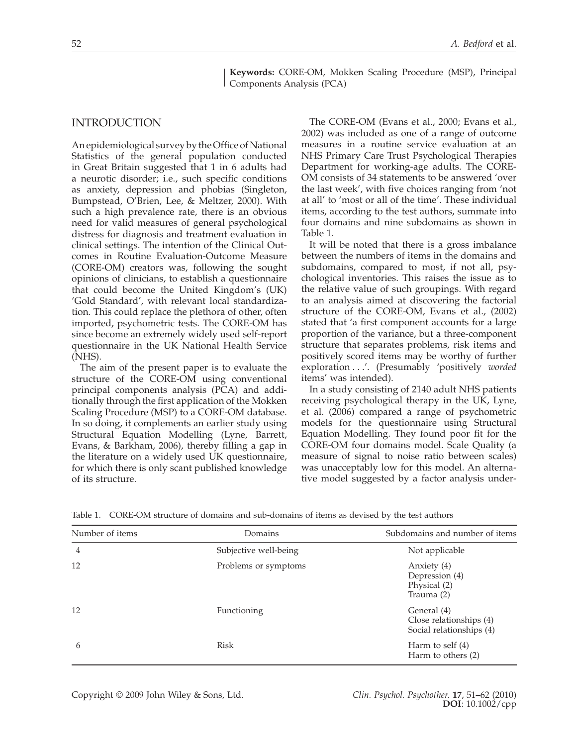**Keywords:** CORE-OM, Mokken Scaling Procedure (MSP), Principal Components Analysis (PCA)

## INTRODUCTION

An epidemiological survey by the Office of National Statistics of the general population conducted in Great Britain suggested that 1 in 6 adults had a neurotic disorder; i.e., such specific conditions as anxiety, depression and phobias (Singleton, Bumpstead, O'Brien, Lee, & Meltzer, 2000). With such a high prevalence rate, there is an obvious need for valid measures of general psychological distress for diagnosis and treatment evaluation in clinical settings. The intention of the Clinical Outcomes in Routine Evaluation-Outcome Measure (CORE-OM) creators was, following the sought opinions of clinicians, to establish a questionnaire that could become the United Kingdom's (UK) 'Gold Standard', with relevant local standardization. This could replace the plethora of other, often imported, psychometric tests. The CORE-OM has since become an extremely widely used self-report questionnaire in the UK National Health Service (NHS).

The aim of the present paper is to evaluate the structure of the CORE-OM using conventional principal components analysis (PCA) and additionally through the first application of the Mokken Scaling Procedure (MSP) to a CORE-OM database. In so doing, it complements an earlier study using Structural Equation Modelling (Lyne, Barrett, Evans, & Barkham, 2006), thereby filling a gap in the literature on a widely used UK questionnaire, for which there is only scant published knowledge of its structure.

The CORE-OM (Evans et al., 2000; Evans et al., 2002) was included as one of a range of outcome measures in a routine service evaluation at an NHS Primary Care Trust Psychological Therapies Department for working-age adults. The CORE-OM consists of 34 statements to be answered 'over the last week', with five choices ranging from 'not at all' to 'most or all of the time'. These individual items, according to the test authors, summate into four domains and nine subdomains as shown in Table 1.

It will be noted that there is a gross imbalance between the numbers of items in the domains and subdomains, compared to most, if not all, psychological inventories. This raises the issue as to the relative value of such groupings. With regard to an analysis aimed at discovering the factorial structure of the CORE-OM, Evans et al., (2002) stated that 'a first component accounts for a large proportion of the variance, but a three-component structure that separates problems, risk items and positively scored items may be worthy of further exploration . . .'. (Presumably 'positively *worded* items' was intended).

In a study consisting of 2140 adult NHS patients receiving psychological therapy in the UK, Lyne, et al. (2006) compared a range of psychometric models for the questionnaire using Structural Equation Modelling. They found poor fit for the CORE-OM four domains model. Scale Quality (a measure of signal to noise ratio between scales) was unacceptably low for this model. An alternative model suggested by a factor analysis under-

Table 1. CORE-OM structure of domains and sub-domains of items as devised by the test authors

| Number of items | Domains | Subdomains and number of items |
|---|---|---|
| 4 | Subjective well-being | Not applicable |
| 12 | Problems or symptoms | Anxiety (4)<br>Depression (4)<br>Physical (2)<br>Trauma (2) |
| 12 | Functioning | General (4)<br>Close relationships (4)<br>Social relationships (4) |
| 6 | Risk | Harm to self (4)<br>Harm to others (2) |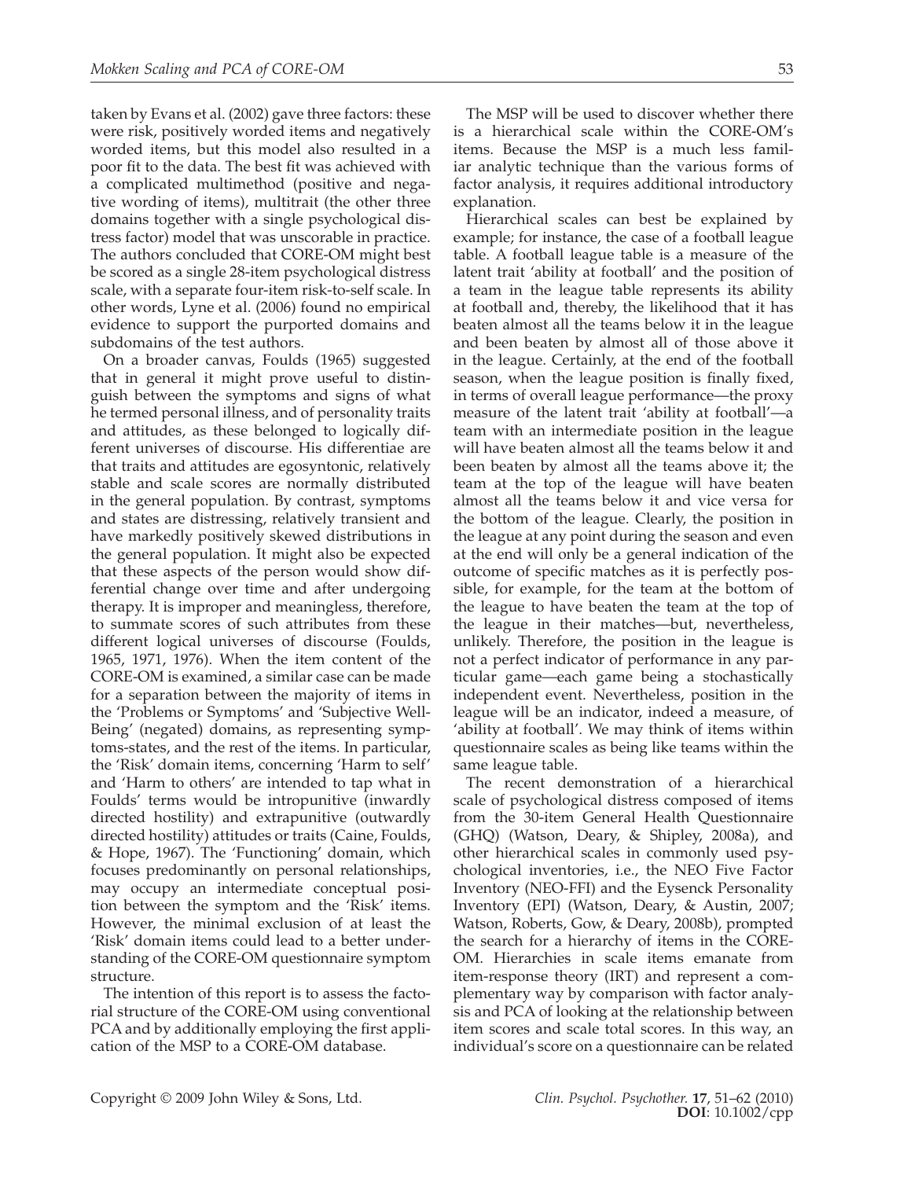taken by Evans et al. (2002) gave three factors: these were risk, positively worded items and negatively worded items, but this model also resulted in a poor fit to the data. The best fit was achieved with a complicated multimethod (positive and negative wording of items), multitrait (the other three domains together with a single psychological distress factor) model that was unscorable in practice. The authors concluded that CORE-OM might best be scored as a single 28-item psychological distress scale, with a separate four-item risk-to-self scale. In other words, Lyne et al. (2006) found no empirical evidence to support the purported domains and subdomains of the test authors.

On a broader canvas, Foulds (1965) suggested that in general it might prove useful to distinguish between the symptoms and signs of what he termed personal illness, and of personality traits and attitudes, as these belonged to logically different universes of discourse. His differentiae are that traits and attitudes are egosyntonic, relatively stable and scale scores are normally distributed in the general population. By contrast, symptoms and states are distressing, relatively transient and have markedly positively skewed distributions in the general population. It might also be expected that these aspects of the person would show differential change over time and after undergoing therapy. It is improper and meaningless, therefore, to summate scores of such attributes from these different logical universes of discourse (Foulds, 1965, 1971, 1976). When the item content of the CORE-OM is examined, a similar case can be made for a separation between the majority of items in the 'Problems or Symptoms' and 'Subjective Well-Being' (negated) domains, as representing symptoms-states, and the rest of the items. In particular, the 'Risk' domain items, concerning 'Harm to self' and 'Harm to others' are intended to tap what in Foulds' terms would be intropunitive (inwardly directed hostility) and extrapunitive (outwardly directed hostility) attitudes or traits (Caine, Foulds, & Hope, 1967). The 'Functioning' domain, which focuses predominantly on personal relationships, may occupy an intermediate conceptual position between the symptom and the 'Risk' items. However, the minimal exclusion of at least the 'Risk' domain items could lead to a better understanding of the CORE-OM questionnaire symptom structure.

The intention of this report is to assess the factorial structure of the CORE-OM using conventional PCA and by additionally employing the first application of the MSP to a CORE-OM database.

The MSP will be used to discover whether there is a hierarchical scale within the CORE-OM's items. Because the MSP is a much less familiar analytic technique than the various forms of factor analysis, it requires additional introductory explanation.

Hierarchical scales can best be explained by example; for instance, the case of a football league table. A football league table is a measure of the latent trait 'ability at football' and the position of a team in the league table represents its ability at football and, thereby, the likelihood that it has beaten almost all the teams below it in the league and been beaten by almost all of those above it in the league. Certainly, at the end of the football season, when the league position is finally fixed, in terms of overall league performance—the proxy measure of the latent trait 'ability at football'—a team with an intermediate position in the league will have beaten almost all the teams below it and been beaten by almost all the teams above it; the team at the top of the league will have beaten almost all the teams below it and vice versa for the bottom of the league. Clearly, the position in the league at any point during the season and even at the end will only be a general indication of the outcome of specific matches as it is perfectly possible, for example, for the team at the bottom of the league to have beaten the team at the top of the league in their matches—but, nevertheless, unlikely. Therefore, the position in the league is not a perfect indicator of performance in any particular game—each game being a stochastically independent event. Nevertheless, position in the league will be an indicator, indeed a measure, of 'ability at football'. We may think of items within questionnaire scales as being like teams within the same league table.

The recent demonstration of a hierarchical scale of psychological distress composed of items from the 30-item General Health Questionnaire (GHQ) (Watson, Deary, & Shipley, 2008a), and other hierarchical scales in commonly used psychological inventories, i.e., the NEO Five Factor Inventory (NEO-FFI) and the Eysenck Personality Inventory (EPI) (Watson, Deary, & Austin, 2007; Watson, Roberts, Gow, & Deary, 2008b), prompted the search for a hierarchy of items in the CORE-OM. Hierarchies in scale items emanate from item-response theory (IRT) and represent a complementary way by comparison with factor analysis and PCA of looking at the relationship between item scores and scale total scores. In this way, an individual's score on a questionnaire can be related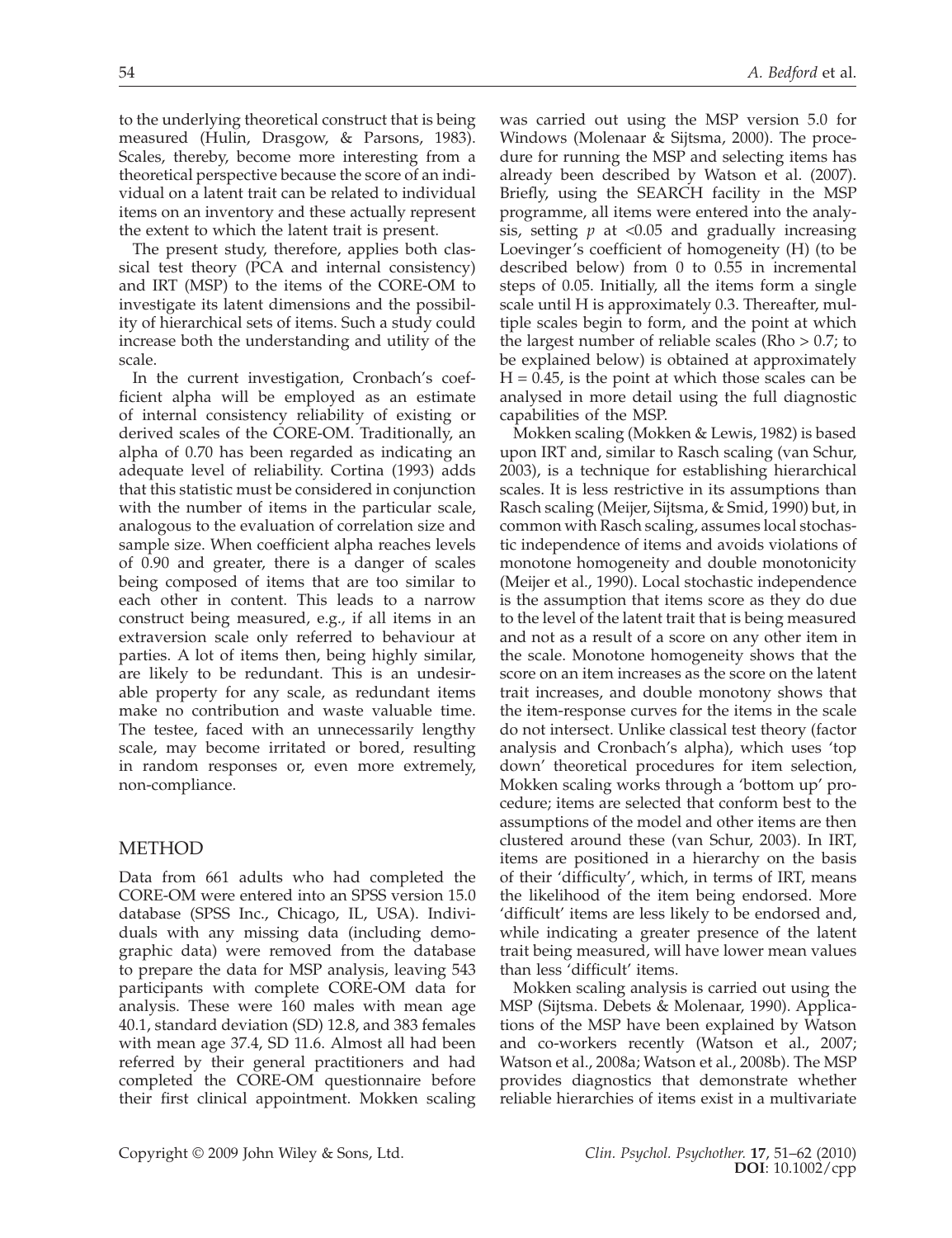to the underlying theoretical construct that is being measured (Hulin, Drasgow, & Parsons, 1983). Scales, thereby, become more interesting from a theoretical perspective because the score of an individual on a latent trait can be related to individual items on an inventory and these actually represent the extent to which the latent trait is present.

The present study, therefore, applies both classical test theory (PCA and internal consistency) and IRT (MSP) to the items of the CORE-OM to investigate its latent dimensions and the possibility of hierarchical sets of items. Such a study could increase both the understanding and utility of the scale.

In the current investigation, Cronbach's coefficient alpha will be employed as an estimate of internal consistency reliability of existing or derived scales of the CORE-OM. Traditionally, an alpha of 0.70 has been regarded as indicating an adequate level of reliability. Cortina (1993) adds that this statistic must be considered in conjunction with the number of items in the particular scale, analogous to the evaluation of correlation size and sample size. When coefficient alpha reaches levels of 0.90 and greater, there is a danger of scales being composed of items that are too similar to each other in content. This leads to a narrow construct being measured, e.g., if all items in an extraversion scale only referred to behaviour at parties. A lot of items then, being highly similar, are likely to be redundant. This is an undesirable property for any scale, as redundant items make no contribution and waste valuable time. The testee, faced with an unnecessarily lengthy scale, may become irritated or bored, resulting in random responses or, even more extremely, non-compliance.

## METHOD

Data from 661 adults who had completed the CORE-OM were entered into an SPSS version 15.0 database (SPSS Inc., Chicago, IL, USA). Individuals with any missing data (including demographic data) were removed from the database to prepare the data for MSP analysis, leaving 543 participants with complete CORE-OM data for analysis. These were 160 males with mean age 40.1, standard deviation (SD) 12.8, and 383 females with mean age 37.4, SD 11.6. Almost all had been referred by their general practitioners and had completed the CORE-OM questionnaire before their first clinical appointment. Mokken scaling was carried out using the MSP version 5.0 for Windows (Molenaar & Sijtsma, 2000). The procedure for running the MSP and selecting items has already been described by Watson et al. (2007). Briefly, using the SEARCH facility in the MSP programme, all items were entered into the analysis, setting $p$ at $<0.05$ and gradually increasing Loevinger's coefficient of homogeneity (H) (to be described below) from 0 to 0.55 in incremental steps of 0.05. Initially, all the items form a single scale until H is approximately 0.3. Thereafter, multiple scales begin to form, and the point at which the largest number of reliable scales (Rho > 0.7; to be explained below) is obtained at approximately H = 0.45, is the point at which those scales can be analysed in more detail using the full diagnostic capabilities of the MSP.

Mokken scaling (Mokken & Lewis, 1982) is based upon IRT and, similar to Rasch scaling (van Schur, 2003), is a technique for establishing hierarchical scales. It is less restrictive in its assumptions than Rasch scaling (Meijer, Sijtsma, & Smid, 1990) but, in common with Rasch scaling, assumes local stochastic independence of items and avoids violations of monotone homogeneity and double monotonicity (Meijer et al., 1990). Local stochastic independence is the assumption that items score as they do due to the level of the latent trait that is being measured and not as a result of a score on any other item in the scale. Monotone homogeneity shows that the score on an item increases as the score on the latent trait increases, and double monotony shows that the item-response curves for the items in the scale do not intersect. Unlike classical test theory (factor analysis and Cronbach's alpha), which uses 'top down' theoretical procedures for item selection, Mokken scaling works through a 'bottom up' procedure; items are selected that conform best to the assumptions of the model and other items are then clustered around these (van Schur, 2003). In IRT, items are positioned in a hierarchy on the basis of their 'difficulty', which, in terms of IRT, means the likelihood of the item being endorsed. More 'difficult' items are less likely to be endorsed and, while indicating a greater presence of the latent trait being measured, will have lower mean values than less 'difficult' items.

Mokken scaling analysis is carried out using the MSP (Sijtsma. Debets & Molenaar, 1990). Applications of the MSP have been explained by Watson and co-workers recently (Watson et al., 2007; Watson et al., 2008a; Watson et al., 2008b). The MSP provides diagnostics that demonstrate whether reliable hierarchies of items exist in a multivariate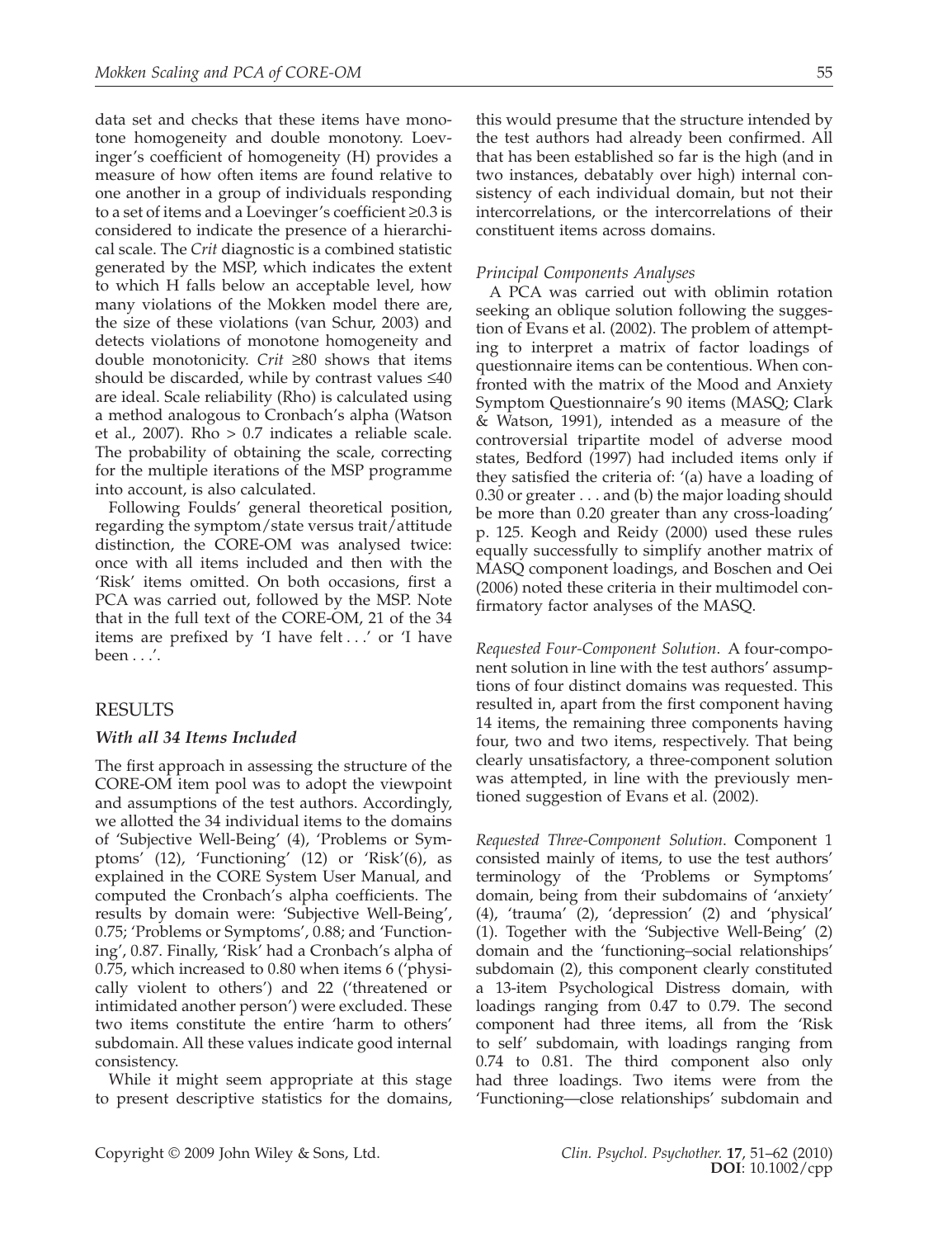data set and checks that these items have monotone homogeneity and double monotony. Loevinger's coefficient of homogeneity (H) provides a measure of how often items are found relative to one another in a group of individuals responding to a set of items and a Loevinger's coefficient ≥0.3 is considered to indicate the presence of a hierarchical scale. The *Crit* diagnostic is a combined statistic generated by the MSP, which indicates the extent to which H falls below an acceptable level, how many violations of the Mokken model there are, the size of these violations (van Schur, 2003) and detects violations of monotone homogeneity and double monotonicity. *Crit* ≥80 shows that items should be discarded, while by contrast values ≤40 are ideal. Scale reliability (Rho) is calculated using a method analogous to Cronbach's alpha (Watson et al., 2007). Rho > 0.7 indicates a reliable scale. The probability of obtaining the scale, correcting for the multiple iterations of the MSP programme into account, is also calculated.

Following Foulds' general theoretical position, regarding the symptom/state versus trait/attitude distinction, the CORE-OM was analysed twice: once with all items included and then with the 'Risk' items omitted. On both occasions, first a PCA was carried out, followed by the MSP. Note that in the full text of the CORE-OM, 21 of the 34 items are prefixed by 'I have felt . . .' or 'I have been . . .'.

## RESULTS

### *With all 34 Items Included*

The first approach in assessing the structure of the CORE-OM item pool was to adopt the viewpoint and assumptions of the test authors. Accordingly, we allotted the 34 individual items to the domains of 'Subjective Well-Being' (4), 'Problems or Symptoms' (12), 'Functioning' (12) or 'Risk'(6), as explained in the CORE System User Manual, and computed the Cronbach's alpha coefficients. The results by domain were: 'Subjective Well-Being', 0.75; 'Problems or Symptoms', 0.88; and 'Functioning', 0.87. Finally, 'Risk' had a Cronbach's alpha of 0.75, which increased to 0.80 when items 6 ('physically violent to others') and 22 ('threatened or intimidated another person') were excluded. These two items constitute the entire 'harm to others' subdomain. All these values indicate good internal consistency.

While it might seem appropriate at this stage to present descriptive statistics for the domains, this would presume that the structure intended by the test authors had already been confirmed. All that has been established so far is the high (and in two instances, debatably over high) internal consistency of each individual domain, but not their intercorrelations, or the intercorrelations of their constituent items across domains.

#### *Principal Components Analyses*

A PCA was carried out with oblimin rotation seeking an oblique solution following the suggestion of Evans et al. (2002). The problem of attempting to interpret a matrix of factor loadings of questionnaire items can be contentious. When confronted with the matrix of the Mood and Anxiety Symptom Questionnaire's 90 items (MASQ; Clark & Watson, 1991), intended as a measure of the controversial tripartite model of adverse mood states, Bedford (1997) had included items only if they satisfied the criteria of: '(a) have a loading of 0.30 or greater . . . and (b) the major loading should be more than 0.20 greater than any cross-loading' p. 125. Keogh and Reidy (2000) used these rules equally successfully to simplify another matrix of MASQ component loadings, and Boschen and Oei (2006) noted these criteria in their multimodel confirmatory factor analyses of the MASQ.

*Requested Four-Component Solution*. A four-component solution in line with the test authors' assumptions of four distinct domains was requested. This resulted in, apart from the first component having 14 items, the remaining three components having four, two and two items, respectively. That being clearly unsatisfactory, a three-component solution was attempted, in line with the previously mentioned suggestion of Evans et al. (2002).

*Requested Three-Component Solution*. Component 1 consisted mainly of items, to use the test authors' terminology of the 'Problems or Symptoms' domain, being from their subdomains of 'anxiety' (4), 'trauma' (2), 'depression' (2) and 'physical' (1). Together with the 'Subjective Well-Being' (2) domain and the 'functioning–social relationships' subdomain (2), this component clearly constituted a 13-item Psychological Distress domain, with loadings ranging from 0.47 to 0.79. The second component had three items, all from the 'Risk to self' subdomain, with loadings ranging from 0.74 to 0.81. The third component also only had three loadings. Two items were from the 'Functioning—close relationships' subdomain and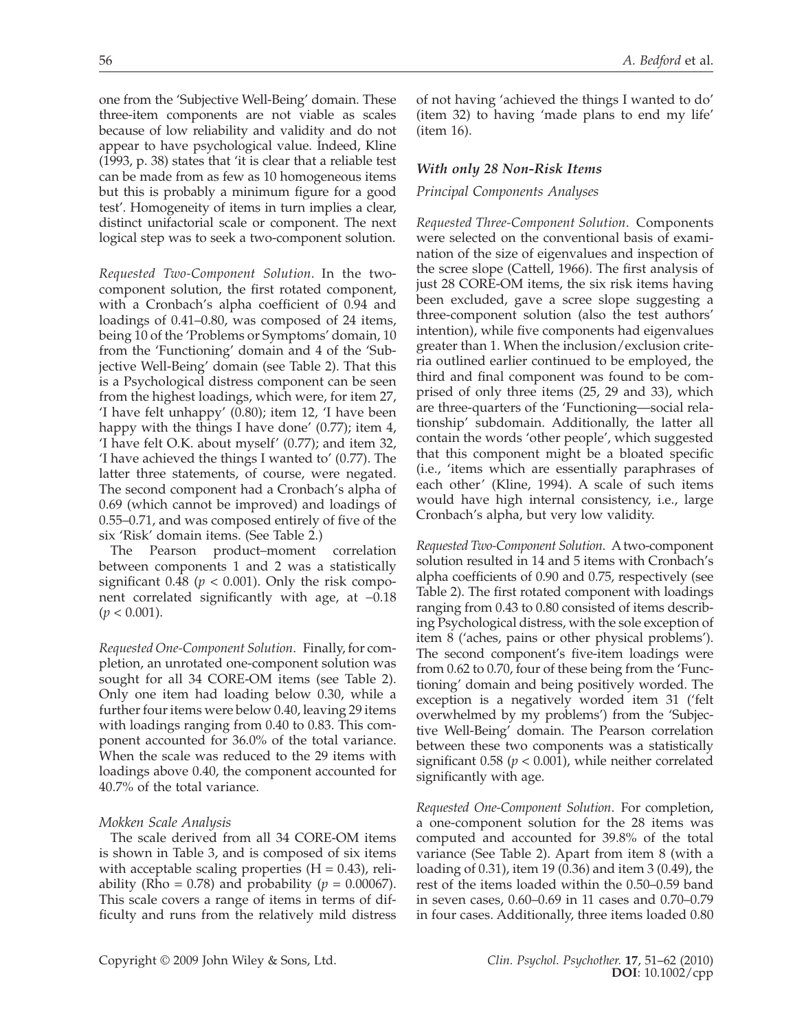one from the 'Subjective Well-Being' domain. These three-item components are not viable as scales because of low reliability and validity and do not appear to have psychological value. Indeed, Kline (1993, p. 38) states that 'it is clear that a reliable test can be made from as few as 10 homogeneous items but this is probably a minimum figure for a good test'. Homogeneity of items in turn implies a clear, distinct unifactorial scale or component. The next logical step was to seek a two-component solution.

*Requested Two-Component Solution*. In the two-component solution, the first rotated component, with a Cronbach's alpha coefficient of 0.94 and loadings of 0.41–0.80, was composed of 24 items, being 10 of the 'Problems or Symptoms' domain, 10 from the 'Functioning' domain and 4 of the 'Subjective Well-Being' domain (see Table 2). That this is a Psychological distress component can be seen from the highest loadings, which were, for item 27, 'I have felt unhappy' (0.80); item 12, 'I have been happy with the things I have done' (0.77); item 4, 'I have felt O.K. about myself' (0.77); and item 32, 'I have achieved the things I wanted to' (0.77). The latter three statements, of course, were negated. The second component had a Cronbach's alpha of 0.69 (which cannot be improved) and loadings of 0.55–0.71, and was composed entirely of five of the six 'Risk' domain items. (See Table 2.)

The Pearson product–moment correlation between components 1 and 2 was a statistically significant 0.48 ($p < 0.001$). Only the risk component correlated significantly with age, at –0.18 ($p < 0.001$).

*Requested One-Component Solution*. Finally, for completion, an unrotated one-component solution was sought for all 34 CORE-OM items (see Table 2). Only one item had loading below 0.30, while a further four items were below 0.40, leaving 29 items with loadings ranging from 0.40 to 0.83. This component accounted for 36.0% of the total variance. When the scale was reduced to the 29 items with loadings above 0.40, the component accounted for 40.7% of the total variance.

*Mokken Scale Analysis*

The scale derived from all 34 CORE-OM items is shown in Table 3, and is composed of six items with acceptable scaling properties ($H = 0.43$), reliability ($Rho = 0.78$) and probability ($p = 0.00067$). This scale covers a range of items in terms of difficulty and runs from the relatively mild distress of not having 'achieved the things I wanted to do' (item 32) to having 'made plans to end my life' (item 16).

### *With only 28 Non-Risk Items*

*Principal Components Analyses*

*Requested Three-Component Solution*. Components were selected on the conventional basis of examination of the size of eigenvalues and inspection of the scree slope (Cattell, 1966). The first analysis of just 28 CORE-OM items, the six risk items having been excluded, gave a scree slope suggesting a three-component solution (also the test authors' intention), while five components had eigenvalues greater than 1. When the inclusion/exclusion criteria outlined earlier continued to be employed, the third and final component was found to be comprised of only three items (25, 29 and 33), which are three-quarters of the 'Functioning—social relationship' subdomain. Additionally, the latter all contain the words 'other people', which suggested that this component might be a bloated specific (i.e., 'items which are essentially paraphrases of each other' (Kline, 1994). A scale of such items would have high internal consistency, i.e., large Cronbach's alpha, but very low validity.

*Requested Two-Component Solution*. A two-component solution resulted in 14 and 5 items with Cronbach's alpha coefficients of 0.90 and 0.75, respectively (see Table 2). The first rotated component with loadings ranging from 0.43 to 0.80 consisted of items describing Psychological distress, with the sole exception of item 8 ('aches, pains or other physical problems'). The second component's five-item loadings were from 0.62 to 0.70, four of these being from the 'Functioning' domain and being positively worded. The exception is a negatively worded item 31 ('felt overwhelmed by my problems') from the 'Subjective Well-Being' domain. The Pearson correlation between these two components was a statistically significant 0.58 ($p < 0.001$), while neither correlated significantly with age.

*Requested One-Component Solution*. For completion, a one-component solution for the 28 items was computed and accounted for 39.8% of the total variance (See Table 2). Apart from item 8 (with a loading of 0.31), item 19 (0.36) and item 3 (0.49), the rest of the items loaded within the 0.50–0.59 band in seven cases, 0.60–0.69 in 11 cases and 0.70–0.79 in four cases. Additionally, three items loaded 0.80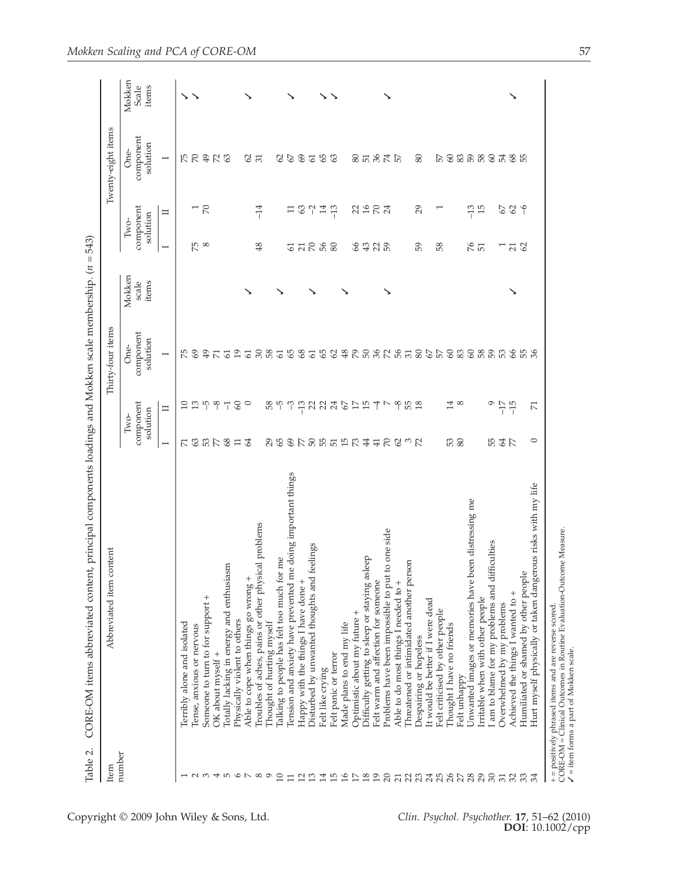Table 2. CORE-OM items abbreviated content, principal components loadings and Mokken scale membership. ($n$ = 543)

| Item number | Abbreviated item content | Thirty-four items: Two-component solution I | Thirty-four items: Two-component solution II | Thirty-four items: One-component solution I | Thirty-four items: Mokken scale items | Twenty-eight items: Two-component solution I | Twenty-eight items: Two-component solution II | Twenty-eight items: One-component solution I | Twenty-eight items: Mokken Scale items |
|---|---|---|---|---|---|---|---|---|---|
| 1 | Terribly alone and isolated | 71 | 10 | 75 | | 75 | 1 | 75 | ✓ |
| 2 | Tense, anxious or nervous | 63 | 13 | 69 | | 8 | 70 | 70 | ✓ |
| 3 | Someone to turn to for support + | 53 | −5 | 49 | | | | 49 | |
| 4 | OK about myself + | 77 | −8 | 71 | | | | 72 | |
| 5 | Totally lacking in energy and enthusiasm | 68 | −1 | 61 | | | | 63 | |
| 6 | Physically violent to others | 11 | 60 | 19 | | | | | |
| 7 | Able to cope when things go wrong + | 64 | 0 | 61 | ✓ | | | 62 | ✓ |
| 8 | Troubles of aches, pains or other physical problems | | | 30 | | 48 | −14 | 31 | |
| 9 | Thought of hurting myself | 29 | 58 | 58 | | | | | |
| 10 | Talking to people has felt too much for me | 65 | −5 | 61 | ✓ | 61 | 11 | 62 | |
| 11 | Tension and anxiety have prevented me doing important things | 69 | −3 | 65 | | 21 | 63 | 67 | ✓ |
| 12 | Happy with the things I have done + | 77 | −13 | 68 | | 70 | −2 | 69 | |
| 13 | Disturbed by unwanted thoughts and feelings | 50 | 22 | 61 | ✓ | 56 | 14 | 61 | |
| 14 | Felt like crying | 55 | 22 | 65 | | 80 | −13 | 65 | ✓ |
| 15 | Felt panic or terror | 51 | 24 | 62 | | | | 63 | ✓ |
| 16 | Made plans to end my life | 15 | 67 | 48 | ✓ | | | | |
| 17 | Optimistic about my future + | 73 | 17 | 79 | | 66 | 22 | 80 | |
| 18 | Difficulty getting to sleep or staying asleep | 44 | 15 | 50 | | 43 | 16 | 51 | |
| 19 | Felt warm and affection for someone | 41 | −4 | 36 | | 22 | 70 | 36 | |
| 20 | Problems have been impossible to put to one side | 70 | 7 | 72 | ✓ | 59 | 24 | 74 | ✓ |
| 21 | Able to do most things I needed to + | 62 | −8 | 56 | | | | 57 | |
| 22 | Threatened or intimidated another person | 3 | 55 | 31 | | | | | |
| 23 | Despairing or hopeless | 72 | 18 | 80 | | 59 | 29 | 80 | |
| 24 | It would be better if I were dead | | | 67 | | | | | |
| 25 | Felt criticised by other people | | | 57 | | 58 | 1 | 57 | |
| 26 | Thought I have no friends | 53 | 14 | 60 | | | | 60 | |
| 27 | Felt unhappy | 80 | 8 | 83 | | | | 83 | |
| 28 | Unwanted images or memories have been distressing me | | | 60 | | 76 | −13 | 59 | |
| 29 | Irritable when with other people | | | 58 | | 51 | 15 | 58 | |
| 30 | I am to blame for my problems and difficulties | 55 | 9 | 59 | | | | 60 | |
| 31 | Overwhelmed by my problems | 64 | −17 | 53 | | 1 | 67 | 54 | |
| 32 | Achieved the things I wanted to + | 77 | −15 | 66 | | 21 | 62 | 68 | |
| 33 | Humiliated or shamed by other people | | | 55 | ✓ | 62 | −6 | 55 | ✓ |
| 34 | Hurt myself physically or taken dangerous risks with my life | 0 | 71 | 36 | | | | | |

+ = positively phrased items and are reverse scored.
CORE-OM = Clinical Outcomes in Routine Evaluation-Outcome Measure.
✓ = item forms a part of Mokken scale.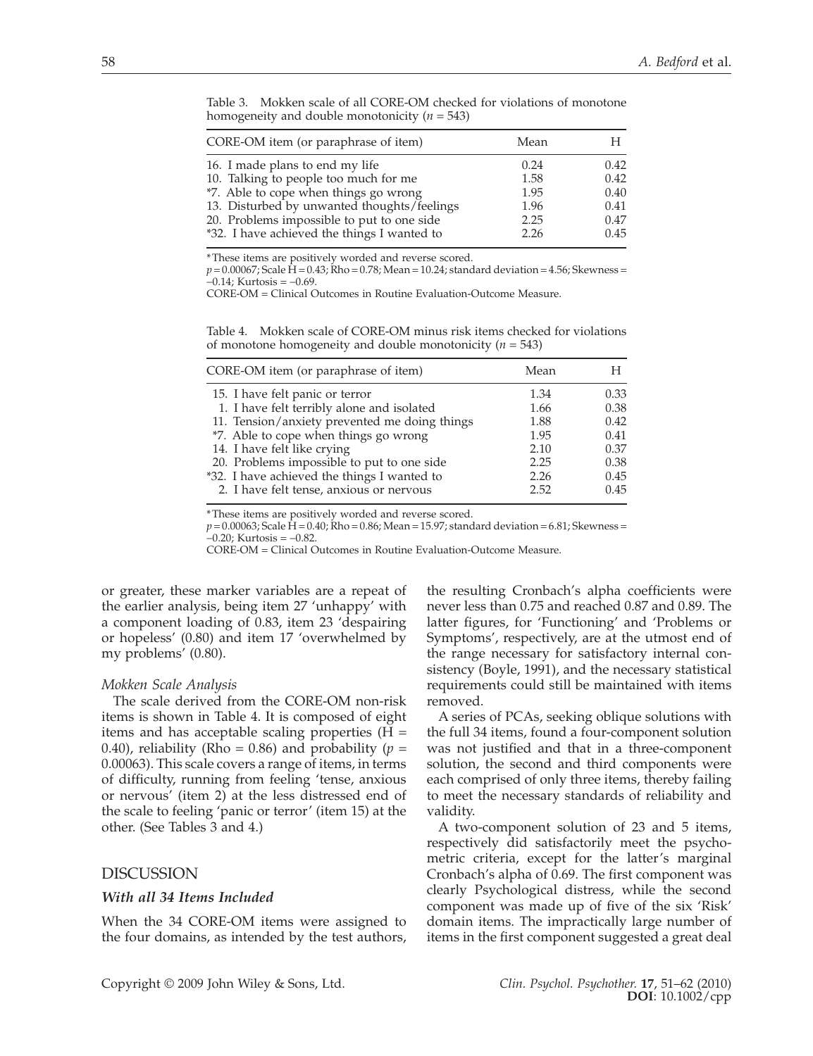Table 3. Mokken scale of all CORE-OM checked for violations of monotone homogeneity and double monotonicity ($n = 543$)

| CORE-OM item (or paraphrase of item) | Mean | H |
|---|---|---|
| 16. I made plans to end my life | 0.24 | 0.42 |
| 10. Talking to people too much for me | 1.58 | 0.42 |
| *7. Able to cope when things go wrong | 1.95 | 0.40 |
| 13. Disturbed by unwanted thoughts/feelings | 1.96 | 0.41 |
| 20. Problems impossible to put to one side | 2.25 | 0.47 |
| *32. I have achieved the things I wanted to | 2.26 | 0.45 |

*These items are positively worded and reverse scored.

$p = 0.00067$; Scale H = 0.43; Rho = 0.78; Mean = 10.24; standard deviation = 4.56; Skewness = –0.14; Kurtosis = –0.69.

CORE-OM = Clinical Outcomes in Routine Evaluation-Outcome Measure.

Table 4. Mokken scale of CORE-OM minus risk items checked for violations of monotone homogeneity and double monotonicity ($n = 543$)

| CORE-OM item (or paraphrase of item) | Mean | H |
|---|---|---|
| 15. I have felt panic or terror | 1.34 | 0.33 |
| 1. I have felt terribly alone and isolated | 1.66 | 0.38 |
| 11. Tension/anxiety prevented me doing things | 1.88 | 0.42 |
| *7. Able to cope when things go wrong | 1.95 | 0.41 |
| 14. I have felt like crying | 2.10 | 0.37 |
| 20. Problems impossible to put to one side | 2.25 | 0.38 |
| *32. I have achieved the things I wanted to | 2.26 | 0.45 |
| 2. I have felt tense, anxious or nervous | 2.52 | 0.45 |

*These items are positively worded and reverse scored.

$p = 0.00063$; Scale H = 0.40; Rho = 0.86; Mean = 15.97; standard deviation = 6.81; Skewness = –0.20; Kurtosis = –0.82.

CORE-OM = Clinical Outcomes in Routine Evaluation-Outcome Measure.

or greater, these marker variables are a repeat of the earlier analysis, being item 27 'unhappy' with a component loading of 0.83, item 23 'despairing or hopeless' (0.80) and item 17 'overwhelmed by my problems' (0.80).

*Mokken Scale Analysis*

The scale derived from the CORE-OM non-risk items is shown in Table 4. It is composed of eight items and has acceptable scaling properties (H = 0.40), reliability (Rho = 0.86) and probability ($p = 0.00063$). This scale covers a range of items, in terms of difficulty, running from feeling 'tense, anxious or nervous' (item 2) at the less distressed end of the scale to feeling 'panic or terror' (item 15) at the other. (See Tables 3 and 4.)

## DISCUSSION

### *With all 34 Items Included*

When the 34 CORE-OM items were assigned to the four domains, as intended by the test authors, the resulting Cronbach's alpha coefficients were never less than 0.75 and reached 0.87 and 0.89. The latter figures, for 'Functioning' and 'Problems or Symptoms', respectively, are at the utmost end of the range necessary for satisfactory internal consistency (Boyle, 1991), and the necessary statistical requirements could still be maintained with items removed.

A series of PCAs, seeking oblique solutions with the full 34 items, found a four-component solution was not justified and that in a three-component solution, the second and third components were each comprised of only three items, thereby failing to meet the necessary standards of reliability and validity.

A two-component solution of 23 and 5 items, respectively did satisfactorily meet the psychometric criteria, except for the latter's marginal Cronbach's alpha of 0.69. The first component was clearly Psychological distress, while the second component was made up of five of the six 'Risk' domain items. The impractically large number of items in the first component suggested a great deal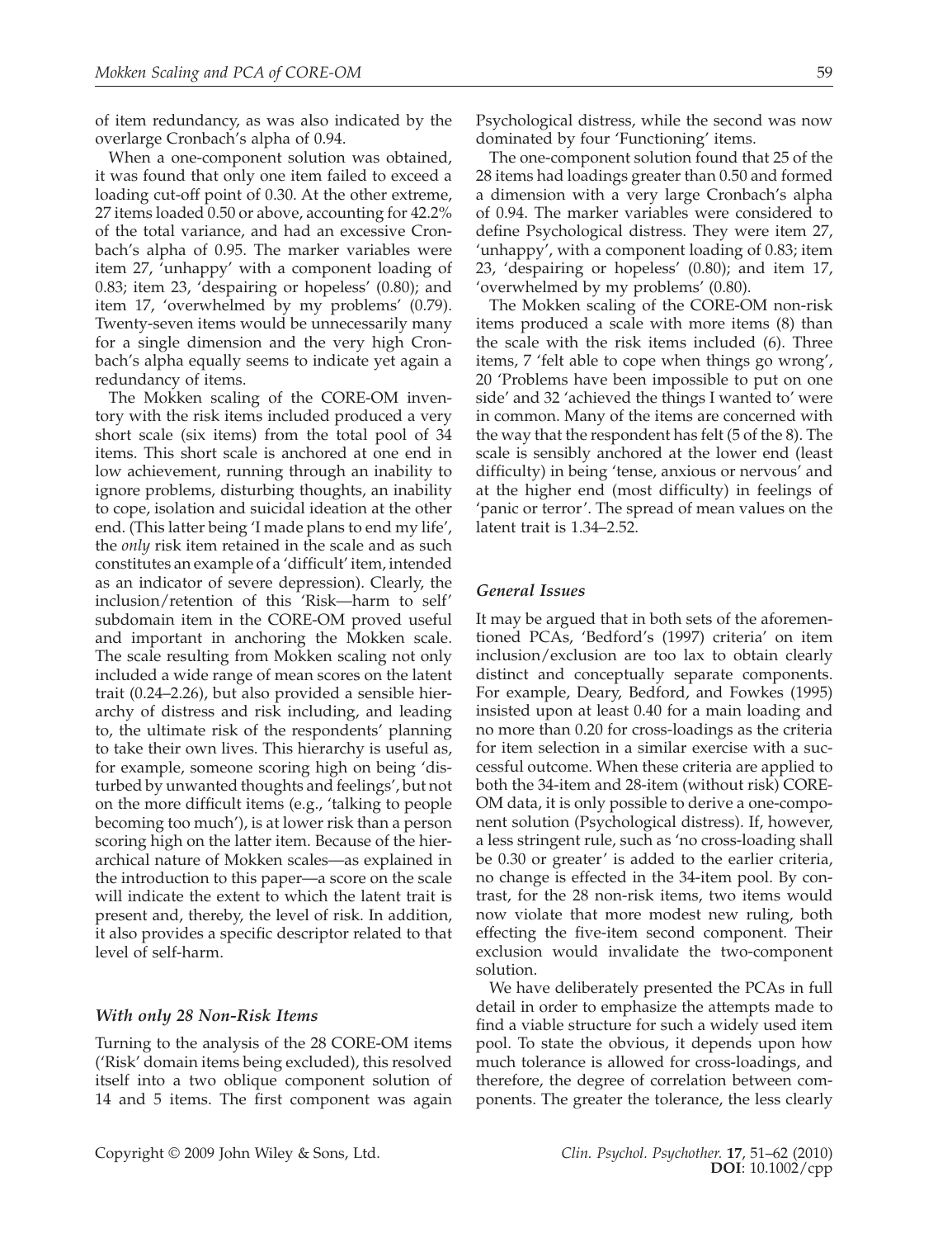of item redundancy, as was also indicated by the overlarge Cronbach's alpha of 0.94.

When a one-component solution was obtained, it was found that only one item failed to exceed a loading cut-off point of 0.30. At the other extreme, 27 items loaded 0.50 or above, accounting for 42.2% of the total variance, and had an excessive Cronbach's alpha of 0.95. The marker variables were item 27, 'unhappy' with a component loading of 0.83; item 23, 'despairing or hopeless' (0.80); and item 17, 'overwhelmed by my problems' (0.79). Twenty-seven items would be unnecessarily many for a single dimension and the very high Cronbach's alpha equally seems to indicate yet again a redundancy of items.

The Mokken scaling of the CORE-OM inventory with the risk items included produced a very short scale (six items) from the total pool of 34 items. This short scale is anchored at one end in low achievement, running through an inability to ignore problems, disturbing thoughts, an inability to cope, isolation and suicidal ideation at the other end. (This latter being 'I made plans to end my life', the *only* risk item retained in the scale and as such constitutes an example of a 'difficult' item, intended as an indicator of severe depression). Clearly, the inclusion/retention of this 'Risk—harm to self' subdomain item in the CORE-OM proved useful and important in anchoring the Mokken scale. The scale resulting from Mokken scaling not only included a wide range of mean scores on the latent trait (0.24–2.26), but also provided a sensible hierarchy of distress and risk including, and leading to, the ultimate risk of the respondents' planning to take their own lives. This hierarchy is useful as, for example, someone scoring high on being 'disturbed by unwanted thoughts and feelings', but not on the more difficult items (e.g., 'talking to people becoming too much'), is at lower risk than a person scoring high on the latter item. Because of the hierarchical nature of Mokken scales—as explained in the introduction to this paper—a score on the scale will indicate the extent to which the latent trait is present and, thereby, the level of risk. In addition, it also provides a specific descriptor related to that level of self-harm.

### *With only 28 Non-Risk Items*

Turning to the analysis of the 28 CORE-OM items ('Risk' domain items being excluded), this resolved itself into a two oblique component solution of 14 and 5 items. The first component was again Psychological distress, while the second was now dominated by four 'Functioning' items.

The one-component solution found that 25 of the 28 items had loadings greater than 0.50 and formed a dimension with a very large Cronbach's alpha of 0.94. The marker variables were considered to define Psychological distress. They were item 27, 'unhappy', with a component loading of 0.83; item 23, 'despairing or hopeless' (0.80); and item 17, 'overwhelmed by my problems' (0.80).

The Mokken scaling of the CORE-OM non-risk items produced a scale with more items (8) than the scale with the risk items included (6). Three items, 7 'felt able to cope when things go wrong', 20 'Problems have been impossible to put on one side' and 32 'achieved the things I wanted to' were in common. Many of the items are concerned with the way that the respondent has felt (5 of the 8). The scale is sensibly anchored at the lower end (least difficulty) in being 'tense, anxious or nervous' and at the higher end (most difficulty) in feelings of 'panic or terror'. The spread of mean values on the latent trait is 1.34–2.52.

### *General Issues*

It may be argued that in both sets of the aforementioned PCAs, 'Bedford's (1997) criteria' on item inclusion/exclusion are too lax to obtain clearly distinct and conceptually separate components. For example, Deary, Bedford, and Fowkes (1995) insisted upon at least 0.40 for a main loading and no more than 0.20 for cross-loadings as the criteria for item selection in a similar exercise with a successful outcome. When these criteria are applied to both the 34-item and 28-item (without risk) CORE-OM data, it is only possible to derive a one-component solution (Psychological distress). If, however, a less stringent rule, such as 'no cross-loading shall be 0.30 or greater' is added to the earlier criteria, no change is effected in the 34-item pool. By contrast, for the 28 non-risk items, two items would now violate that more modest new ruling, both effecting the five-item second component. Their exclusion would invalidate the two-component solution.

We have deliberately presented the PCAs in full detail in order to emphasize the attempts made to find a viable structure for such a widely used item pool. To state the obvious, it depends upon how much tolerance is allowed for cross-loadings, and therefore, the degree of correlation between components. The greater the tolerance, the less clearly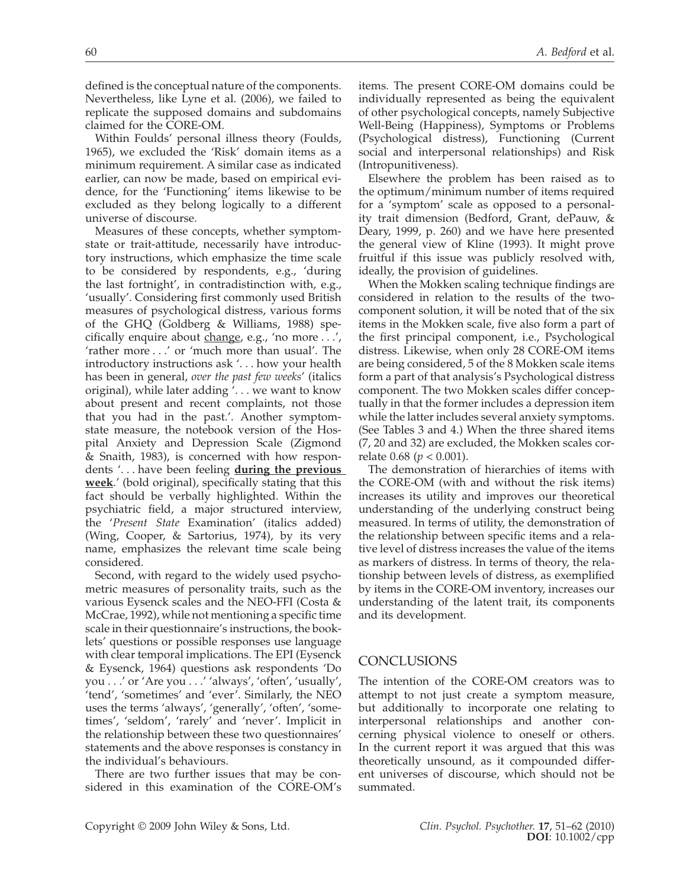defined is the conceptual nature of the components. Nevertheless, like Lyne et al. (2006), we failed to replicate the supposed domains and subdomains claimed for the CORE-OM.

Within Foulds' personal illness theory (Foulds, 1965), we excluded the 'Risk' domain items as a minimum requirement. A similar case as indicated earlier, can now be made, based on empirical evidence, for the 'Functioning' items likewise to be excluded as they belong logically to a different universe of discourse.

Measures of these concepts, whether symptom-state or trait-attitude, necessarily have introductory instructions, which emphasize the time scale to be considered by respondents, e.g., 'during the last fortnight', in contradistinction with, e.g., 'usually'. Considering first commonly used British measures of psychological distress, various forms of the GHQ (Goldberg & Williams, 1988) specifically enquire about change, e.g., 'no more . . .', 'rather more . . .' or 'much more than usual'. The introductory instructions ask '. . . how your health has been in general, *over the past few weeks*' (italics original), while later adding '. . . we want to know about present and recent complaints, not those that you had in the past.'. Another symptom-state measure, the notebook version of the Hospital Anxiety and Depression Scale (Zigmond & Snaith, 1983), is concerned with how respondents '. . . have been feeling **during the previous week**.' (bold original), specifically stating that this fact should be verbally highlighted. Within the psychiatric field, a major structured interview, the '*Present State* Examination' (italics added) (Wing, Cooper, & Sartorius, 1974), by its very name, emphasizes the relevant time scale being considered.

Second, with regard to the widely used psychometric measures of personality traits, such as the various Eysenck scales and the NEO-FFI (Costa & McCrae, 1992), while not mentioning a specific time scale in their questionnaire's instructions, the booklets' questions or possible responses use language with clear temporal implications. The EPI (Eysenck & Eysenck, 1964) questions ask respondents 'Do you . . .' or 'Are you . . .' 'always', 'often', 'usually', 'tend', 'sometimes' and 'ever'. Similarly, the NEO uses the terms 'always', 'generally', 'often', 'sometimes', 'seldom', 'rarely' and 'never'. Implicit in the relationship between these two questionnaires' statements and the above responses is constancy in the individual's behaviours.

There are two further issues that may be considered in this examination of the CORE-OM's items. The present CORE-OM domains could be individually represented as being the equivalent of other psychological concepts, namely Subjective Well-Being (Happiness), Symptoms or Problems (Psychological distress), Functioning (Current social and interpersonal relationships) and Risk (Intropunitiveness).

Elsewhere the problem has been raised as to the optimum/minimum number of items required for a 'symptom' scale as opposed to a personality trait dimension (Bedford, Grant, dePauw, & Deary, 1999, p. 260) and we have here presented the general view of Kline (1993). It might prove fruitful if this issue was publicly resolved with, ideally, the provision of guidelines.

When the Mokken scaling technique findings are considered in relation to the results of the two-component solution, it will be noted that of the six items in the Mokken scale, five also form a part of the first principal component, i.e., Psychological distress. Likewise, when only 28 CORE-OM items are being considered, 5 of the 8 Mokken scale items form a part of that analysis's Psychological distress component. The two Mokken scales differ conceptually in that the former includes a depression item while the latter includes several anxiety symptoms. (See Tables 3 and 4.) When the three shared items (7, 20 and 32) are excluded, the Mokken scales correlate 0.68 ($p < 0.001$).

The demonstration of hierarchies of items with the CORE-OM (with and without the risk items) increases its utility and improves our theoretical understanding of the underlying construct being measured. In terms of utility, the demonstration of the relationship between specific items and a relative level of distress increases the value of the items as markers of distress. In terms of theory, the relationship between levels of distress, as exemplified by items in the CORE-OM inventory, increases our understanding of the latent trait, its components and its development.

## CONCLUSIONS

The intention of the CORE-OM creators was to attempt to not just create a symptom measure, but additionally to incorporate one relating to interpersonal relationships and another concerning physical violence to oneself or others. In the current report it was argued that this was theoretically unsound, as it compounded different universes of discourse, which should not be summated.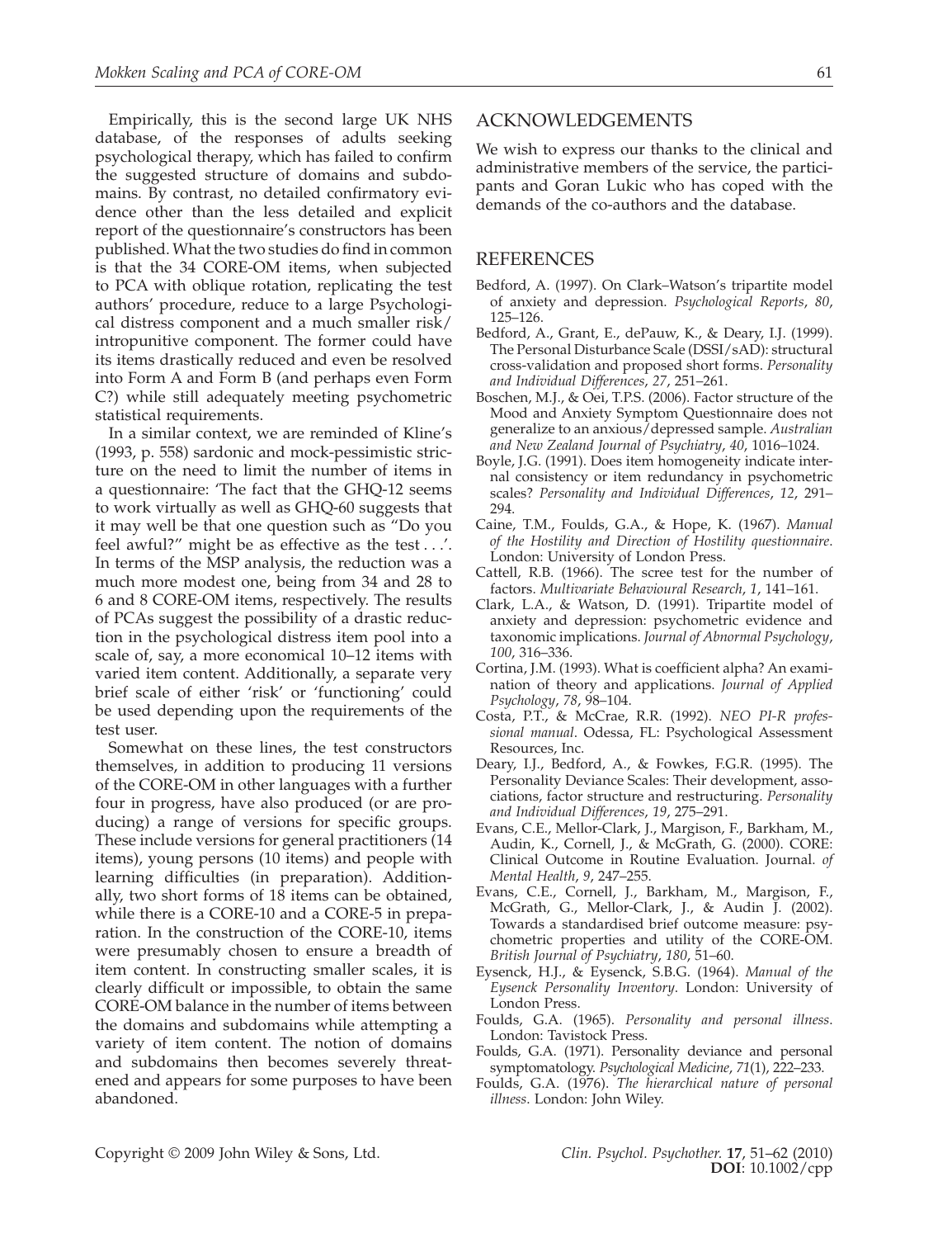Empirically, this is the second large UK NHS database, of the responses of adults seeking psychological therapy, which has failed to confirm the suggested structure of domains and subdomains. By contrast, no detailed confirmatory evidence other than the less detailed and explicit report of the questionnaire's constructors has been published. What the two studies do find in common is that the 34 CORE-OM items, when subjected to PCA with oblique rotation, replicating the test authors' procedure, reduce to a large Psychological distress component and a much smaller risk/intropunitive component. The former could have its items drastically reduced and even be resolved into Form A and Form B (and perhaps even Form C?) while still adequately meeting psychometric statistical requirements.

In a similar context, we are reminded of Kline's (1993, p. 558) sardonic and mock-pessimistic stricture on the need to limit the number of items in a questionnaire: 'The fact that the GHQ-12 seems to work virtually as well as GHQ-60 suggests that it may well be that one question such as "Do you feel awful?" might be as effective as the test . . .'. In terms of the MSP analysis, the reduction was a much more modest one, being from 34 and 28 to 6 and 8 CORE-OM items, respectively. The results of PCAs suggest the possibility of a drastic reduction in the psychological distress item pool into a scale of, say, a more economical 10–12 items with varied item content. Additionally, a separate very brief scale of either 'risk' or 'functioning' could be used depending upon the requirements of the test user.

Somewhat on these lines, the test constructors themselves, in addition to producing 11 versions of the CORE-OM in other languages with a further four in progress, have also produced (or are producing) a range of versions for specific groups. These include versions for general practitioners (14 items), young persons (10 items) and people with learning difficulties (in preparation). Additionally, two short forms of 18 items can be obtained, while there is a CORE-10 and a CORE-5 in preparation. In the construction of the CORE-10, items were presumably chosen to ensure a breadth of item content. In constructing smaller scales, it is clearly difficult or impossible, to obtain the same CORE-OM balance in the number of items between the domains and subdomains while attempting a variety of item content. The notion of domains and subdomains then becomes severely threatened and appears for some purposes to have been abandoned.

## ACKNOWLEDGEMENTS

We wish to express our thanks to the clinical and administrative members of the service, the participants and Goran Lukic who has coped with the demands of the co-authors and the database.

## REFERENCES

Bedford, A. (1997). On Clark–Watson's tripartite model of anxiety and depression. *Psychological Reports*, *80*, 125–126.

Bedford, A., Grant, E., dePauw, K., & Deary, I.J. (1999). The Personal Disturbance Scale (DSSI/sAD): structural cross-validation and proposed short forms. *Personality and Individual Differences*, *27*, 251–261.

Boschen, M.J., & Oei, T.P.S. (2006). Factor structure of the Mood and Anxiety Symptom Questionnaire does not generalize to an anxious/depressed sample. *Australian and New Zealand Journal of Psychiatry*, *40*, 1016–1024.

Boyle, J.G. (1991). Does item homogeneity indicate internal consistency or item redundancy in psychometric scales? *Personality and Individual Differences*, *12*, 291–294.

Caine, T.M., Foulds, G.A., & Hope, K. (1967). *Manual of the Hostility and Direction of Hostility questionnaire*. London: University of London Press.

Cattell, R.B. (1966). The scree test for the number of factors. *Multivariate Behavioural Research*, *1*, 141–161.

Clark, L.A., & Watson, D. (1991). Tripartite model of anxiety and depression: psychometric evidence and taxonomic implications. *Journal of Abnormal Psychology*, *100*, 316–336.

Cortina, J.M. (1993). What is coefficient alpha? An examination of theory and applications. *Journal of Applied Psychology*, *78*, 98–104.

Costa, P.T., & McCrae, R.R. (1992). *NEO PI-R professional manual*. Odessa, FL: Psychological Assessment Resources, Inc.

Deary, I.J., Bedford, A., & Fowkes, F.G.R. (1995). The Personality Deviance Scales: Their development, associations, factor structure and restructuring. *Personality and Individual Differences*, *19*, 275–291.

Evans, C.E., Mellor-Clark, J., Margison, F., Barkham, M., Audin, K., Cornell, J., & McGrath, G. (2000). CORE: Clinical Outcome in Routine Evaluation. Journal. *of Mental Health*, *9*, 247–255.

Evans, C.E., Cornell, J., Barkham, M., Margison, F., McGrath, G., Mellor-Clark, J., & Audin J. (2002). Towards a standardised brief outcome measure: psychometric properties and utility of the CORE-OM. *British Journal of Psychiatry*, *180*, 51–60.

Eysenck, H.J., & Eysenck, S.B.G. (1964). *Manual of the Eysenck Personality Inventory*. London: University of London Press.

Foulds, G.A. (1965). *Personality and personal illness*. London: Tavistock Press.

Foulds, G.A. (1971). Personality deviance and personal symptomatology. *Psychological Medicine*, *71*(1), 222–233.

Foulds, G.A. (1976). *The hierarchical nature of personal illness*. London: John Wiley.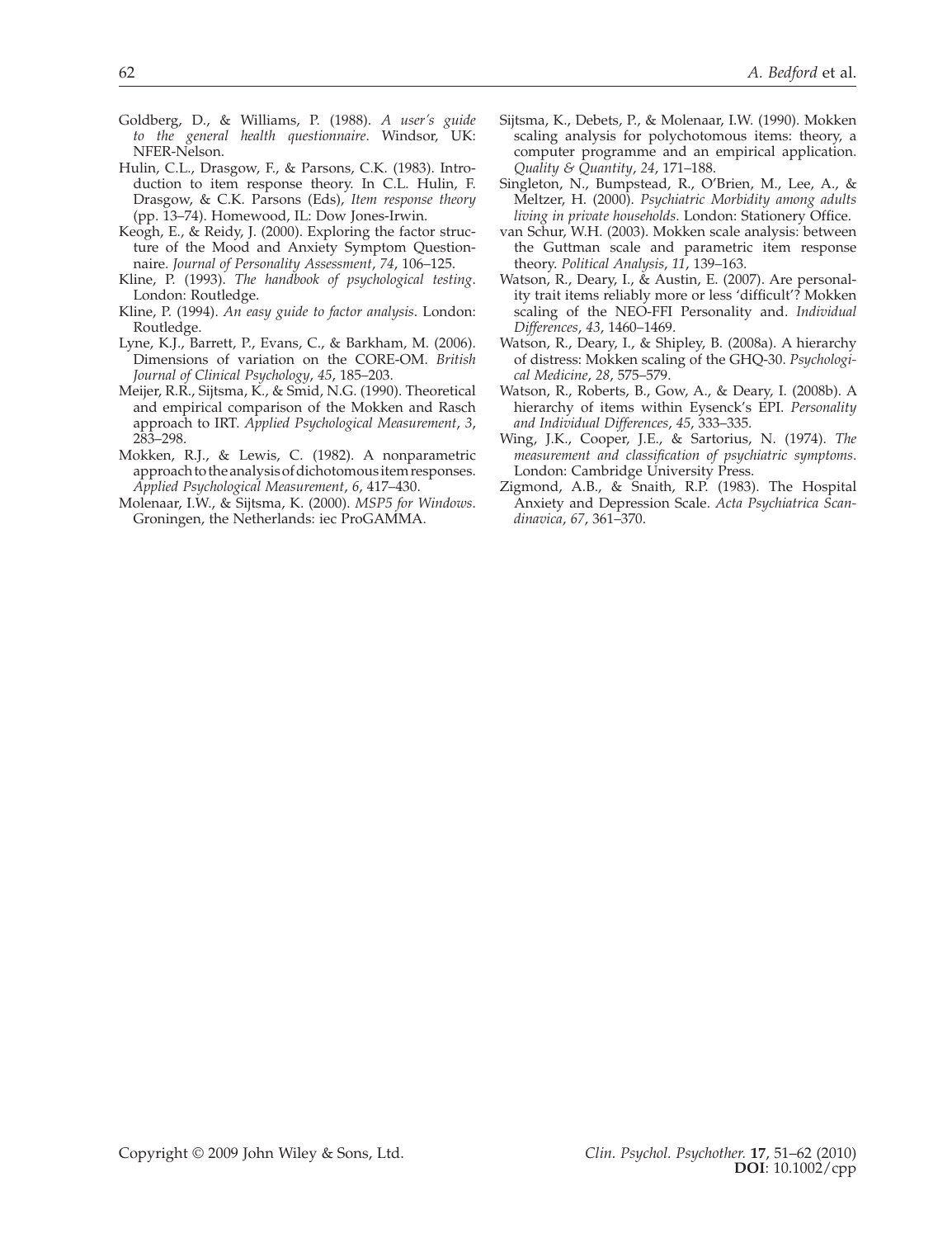Goldberg, D., & Williams, P. (1988). *A user's guide to the general health questionnaire*. Windsor, UK: NFER-Nelson.

Hulin, C.L., Drasgow, F., & Parsons, C.K. (1983). Introduction to item response theory. In C.L. Hulin, F. Drasgow, & C.K. Parsons (Eds), *Item response theory* (pp. 13–74). Homewood, IL: Dow Jones-Irwin.

Keogh, E., & Reidy, J. (2000). Exploring the factor structure of the Mood and Anxiety Symptom Questionnaire. *Journal of Personality Assessment*, *74*, 106–125.

Kline, P. (1993). *The handbook of psychological testing*. London: Routledge.

Kline, P. (1994). *An easy guide to factor analysis*. London: Routledge.

Lyne, K.J., Barrett, P., Evans, C., & Barkham, M. (2006). Dimensions of variation on the CORE-OM. *British Journal of Clinical Psychology*, *45*, 185–203.

Meijer, R.R., Sijtsma, K., & Smid, N.G. (1990). Theoretical and empirical comparison of the Mokken and Rasch approach to IRT. *Applied Psychological Measurement*, *3*, 283–298.

Mokken, R.J., & Lewis, C. (1982). A nonparametric approach to the analysis of dichotomous item responses. *Applied Psychological Measurement*, *6*, 417–430.

Molenaar, I.W., & Sijtsma, K. (2000). *MSP5 for Windows*. Groningen, the Netherlands: iec ProGAMMA.

Sijtsma, K., Debets, P., & Molenaar, I.W. (1990). Mokken scaling analysis for polychotomous items: theory, a computer programme and an empirical application. *Quality & Quantity*, *24*, 171–188.

Singleton, N., Bumpstead, R., O'Brien, M., Lee, A., & Meltzer, H. (2000). *Psychiatric Morbidity among adults living in private households*. London: Stationery Office.

van Schur, W.H. (2003). Mokken scale analysis: between the Guttman scale and parametric item response theory. *Political Analysis*, *11*, 139–163.

Watson, R., Deary, I., & Austin, E. (2007). Are personality trait items reliably more or less 'difficult'? Mokken scaling of the NEO-FFI Personality and. *Individual Differences*, *43*, 1460–1469.

Watson, R., Deary, I., & Shipley, B. (2008a). A hierarchy of distress: Mokken scaling of the GHQ-30. *Psychological Medicine*, *28*, 575–579.

Watson, R., Roberts, B., Gow, A., & Deary, I. (2008b). A hierarchy of items within Eysenck's EPI. *Personality and Individual Differences*, *45*, 333–335.

Wing, J.K., Cooper, J.E., & Sartorius, N. (1974). *The measurement and classification of psychiatric symptoms*. London: Cambridge University Press.

Zigmond, A.B., & Snaith, R.P. (1983). The Hospital Anxiety and Depression Scale. *Acta Psychiatrica Scandinavica*, *67*, 361–370.